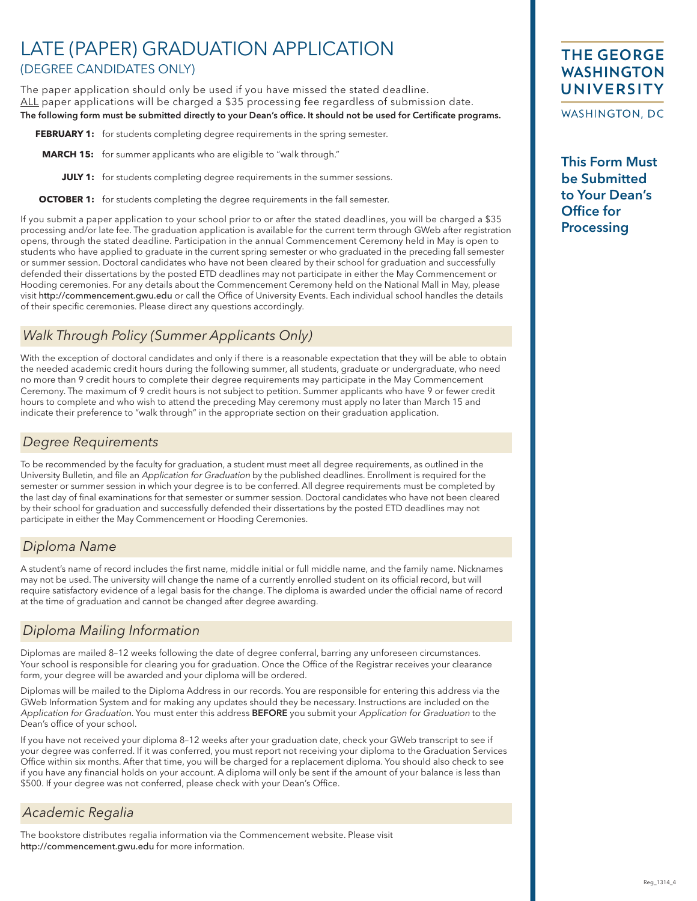# LATE (PAPER) GRADUATION APPLICATION

## (DEGREE CANDIDATES ONLY)

The paper application should only be used if you have missed the stated deadline.
ALL paper applications will be charged a $35 processing fee regardless of submission date.
**The following form must be submitted directly to your Dean's office. It should not be used for Certificate programs.**

**FEBRUARY 1:** for students completing degree requirements in the spring semester.

**MARCH 15:** for summer applicants who are eligible to "walk through."

**JULY 1:** for students completing degree requirements in the summer sessions.

**OCTOBER 1:** for students completing the degree requirements in the fall semester.

If you submit a paper application to your school prior to or after the stated deadlines, you will be charged a $35 processing and/or late fee. The graduation application is available for the current term through GWeb after registration opens, through the stated deadline. Participation in the annual Commencement Ceremony held in May is open to students who have applied to graduate in the current spring semester or who graduated in the preceding fall semester or summer session. Doctoral candidates who have not been cleared by their school for graduation and successfully defended their dissertations by the posted ETD deadlines may not participate in either the May Commencement or Hooding ceremonies. For any details about the Commencement Ceremony held on the National Mall in May, please visit http://commencement.gwu.edu or call the Office of University Events. Each individual school handles the details of their specific ceremonies. Please direct any questions accordingly.

**THE GEORGE WASHINGTON UNIVERSITY**
WASHINGTON, DC

**This Form Must be Submitted to Your Dean's Office for Processing**

## *Walk Through Policy (Summer Applicants Only)*

With the exception of doctoral candidates and only if there is a reasonable expectation that they will be able to obtain the needed academic credit hours during the following summer, all students, graduate or undergraduate, who need no more than 9 credit hours to complete their degree requirements may participate in the May Commencement Ceremony. The maximum of 9 credit hours is not subject to petition. Summer applicants who have 9 or fewer credit hours to complete and who wish to attend the preceding May ceremony must apply no later than March 15 and indicate their preference to "walk through" in the appropriate section on their graduation application.

## *Degree Requirements*

To be recommended by the faculty for graduation, a student must meet all degree requirements, as outlined in the University Bulletin, and file an *Application for Graduation* by the published deadlines. Enrollment is required for the semester or summer session in which your degree is to be conferred. All degree requirements must be completed by the last day of final examinations for that semester or summer session. Doctoral candidates who have not been cleared by their school for graduation and successfully defended their dissertations by the posted ETD deadlines may not participate in either the May Commencement or Hooding Ceremonies.

## *Diploma Name*

A student's name of record includes the first name, middle initial or full middle name, and the family name. Nicknames may not be used. The university will change the name of a currently enrolled student on its official record, but will require satisfactory evidence of a legal basis for the change. The diploma is awarded under the official name of record at the time of graduation and cannot be changed after degree awarding.

## *Diploma Mailing Information*

Diplomas are mailed 8–12 weeks following the date of degree conferral, barring any unforeseen circumstances. Your school is responsible for clearing you for graduation. Once the Office of the Registrar receives your clearance form, your degree will be awarded and your diploma will be ordered.

Diplomas will be mailed to the Diploma Address in our records. You are responsible for entering this address via the GWeb Information System and for making any updates should they be necessary. Instructions are included on the *Application for Graduation*. You must enter this address **BEFORE** you submit your *Application for Graduation* to the Dean's office of your school.

If you have not received your diploma 8–12 weeks after your graduation date, check your GWeb transcript to see if your degree was conferred. If it was conferred, you must report not receiving your diploma to the Graduation Services Office within six months. After that time, you will be charged for a replacement diploma. You should also check to see if you have any financial holds on your account. A diploma will only be sent if the amount of your balance is less than $500. If your degree was not conferred, please check with your Dean's Office.

## *Academic Regalia*

The bookstore distributes regalia information via the Commencement website. Please visit http://commencement.gwu.edu for more information.

Reg_1314_4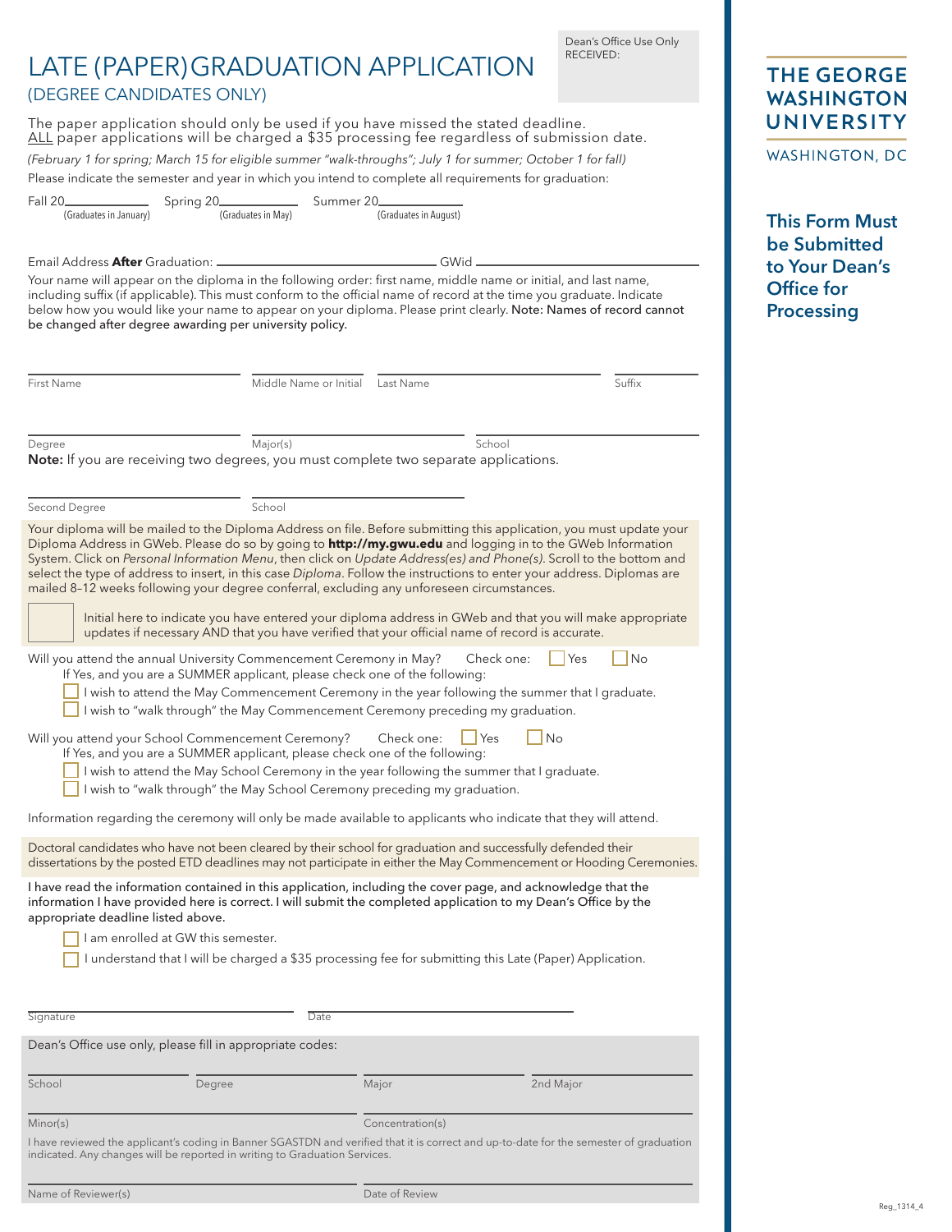# LATE (PAPER) GRADUATION APPLICATION

## (DEGREE CANDIDATES ONLY)

Dean's Office Use Only
RECEIVED:

**THE GEORGE WASHINGTON UNIVERSITY**

WASHINGTON, DC

**This Form Must be Submitted to Your Dean's Office for Processing**

The paper application should only be used if you have missed the stated deadline.
ALL paper applications will be charged a $35 processing fee regardless of submission date.

*(February 1 for spring; March 15 for eligible summer "walk-throughs"; July 1 for summer; October 1 for fall)*

Please indicate the semester and year in which you intend to complete all requirements for graduation:

Fall 20\_\_\_\_\_\_ (Graduates in January) Spring 20\_\_\_\_\_\_ (Graduates in May) Summer 20\_\_\_\_\_\_ (Graduates in August)

Email Address **After** Graduation: \_\_\_\_\_\_\_\_\_\_\_\_\_\_\_\_\_\_\_\_ GWid \_\_\_\_\_\_\_\_\_\_\_\_\_\_\_\_\_\_\_\_

Your name will appear on the diploma in the following order: first name, middle name or initial, and last name, including suffix (if applicable). This must conform to the official name of record at the time you graduate. Indicate below how you would like your name to appear on your diploma. Please print clearly. **Note: Names of record cannot be changed after degree awarding per university policy.**

First Name \_\_\_\_\_\_\_\_\_\_ Middle Name or Initial \_\_\_\_\_\_\_\_\_\_ Last Name \_\_\_\_\_\_\_\_\_\_ Suffix \_\_\_\_\_\_\_\_\_\_

Degree \_\_\_\_\_\_\_\_\_\_ Major(s) \_\_\_\_\_\_\_\_\_\_ School \_\_\_\_\_\_\_\_\_\_

**Note:** If you are receiving two degrees, you must complete two separate applications.

Second Degree \_\_\_\_\_\_\_\_\_\_ School \_\_\_\_\_\_\_\_\_\_

Your diploma will be mailed to the Diploma Address on file. Before submitting this application, you must update your Diploma Address in GWeb. Please do so by going to **http://my.gwu.edu** and logging in to the GWeb Information System. Click on *Personal Information Menu*, then click on *Update Address(es) and Phone(s)*. Scroll to the bottom and select the type of address to insert, in this case *Diploma*. Follow the instructions to enter your address. Diplomas are mailed 8–12 weeks following your degree conferral, excluding any unforeseen circumstances.

☐ Initial here to indicate you have entered your diploma address in GWeb and that you will make appropriate updates if necessary AND that you have verified that your official name of record is accurate.

Will you attend the annual University Commencement Ceremony in May? Check one: ☐ Yes ☐ No

If Yes, and you are a SUMMER applicant, please check one of the following:

- ☐ I wish to attend the May Commencement Ceremony in the year following the summer that I graduate.
- ☐ I wish to "walk through" the May Commencement Ceremony preceding my graduation.

Will you attend your School Commencement Ceremony? Check one: ☐ Yes ☐ No

If Yes, and you are a SUMMER applicant, please check one of the following:

- ☐ I wish to attend the May School Ceremony in the year following the summer that I graduate.
- ☐ I wish to "walk through" the May School Ceremony preceding my graduation.

Information regarding the ceremony will only be made available to applicants who indicate that they will attend.

Doctoral candidates who have not been cleared by their school for graduation and successfully defended their dissertations by the posted ETD deadlines may not participate in either the May Commencement or Hooding Ceremonies.

I have read the information contained in this application, including the cover page, and acknowledge that the information I have provided here is correct. I will submit the completed application to my Dean's Office by the appropriate deadline listed above.

- ☐ I am enrolled at GW this semester.
- ☐ I understand that I will be charged a $35 processing fee for submitting this Late (Paper) Application.

Signature \_\_\_\_\_\_\_\_\_\_\_\_\_\_\_\_\_\_\_\_ Date \_\_\_\_\_\_\_\_\_\_\_\_\_\_\_\_\_\_\_\_

Dean's Office use only, please fill in appropriate codes:

School \_\_\_\_\_\_\_\_\_\_ Degree \_\_\_\_\_\_\_\_\_\_ Major \_\_\_\_\_\_\_\_\_\_ 2nd Major \_\_\_\_\_\_\_\_\_\_

Minor(s) \_\_\_\_\_\_\_\_\_\_ Concentration(s) \_\_\_\_\_\_\_\_\_\_

I have reviewed the applicant's coding in Banner SGASTDN and verified that it is correct and up-to-date for the semester of graduation indicated. Any changes will be reported in writing to Graduation Services.

Name of Reviewer(s) \_\_\_\_\_\_\_\_\_\_ Date of Review \_\_\_\_\_\_\_\_\_\_

Reg_1314_4